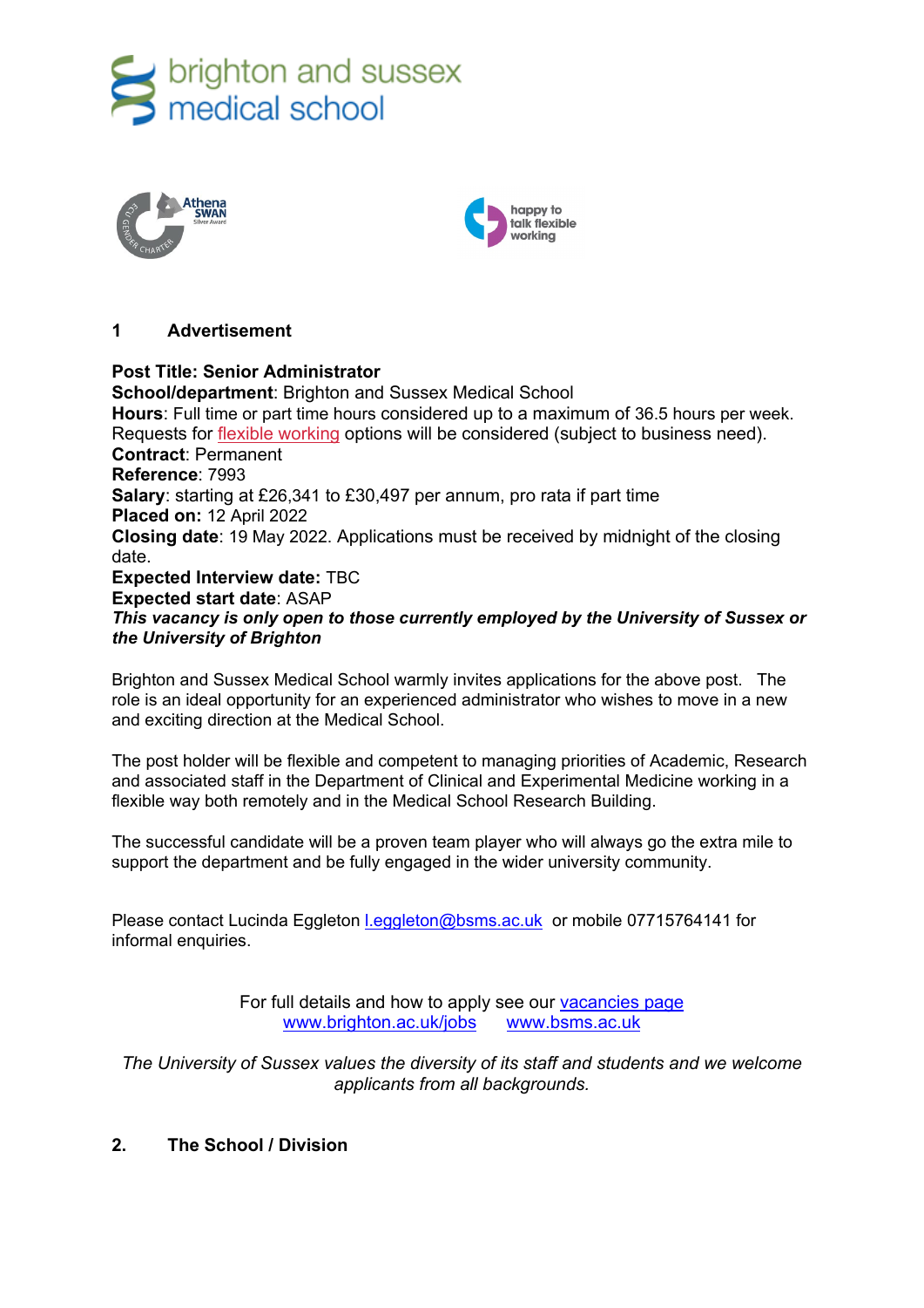brighton and sussex medical school

## 1 Advertisement

**Post Title: Senior Administrator**
**School/department**: Brighton and Sussex Medical School
**Hours**: Full time or part time hours considered up to a maximum of 36.5 hours per week. Requests for flexible working options will be considered (subject to business need).
**Contract**: Permanent
**Reference**: 7993
**Salary**: starting at £26,341 to £30,497 per annum, pro rata if part time
**Placed on:** 12 April 2022
**Closing date**: 19 May 2022. Applications must be received by midnight of the closing date.
**Expected Interview date:** TBC
**Expected start date**: ASAP
***This vacancy is only open to those currently employed by the University of Sussex or the University of Brighton***

Brighton and Sussex Medical School warmly invites applications for the above post. The role is an ideal opportunity for an experienced administrator who wishes to move in a new and exciting direction at the Medical School.

The post holder will be flexible and competent to managing priorities of Academic, Research and associated staff in the Department of Clinical and Experimental Medicine working in a flexible way both remotely and in the Medical School Research Building.

The successful candidate will be a proven team player who will always go the extra mile to support the department and be fully engaged in the wider university community.

Please contact Lucinda Eggleton l.eggleton@bsms.ac.uk or mobile 07715764141 for informal enquiries.

For full details and how to apply see our vacancies page
www.brighton.ac.uk/jobs www.bsms.ac.uk

*The University of Sussex values the diversity of its staff and students and we welcome applicants from all backgrounds.*

## 2. The School / Division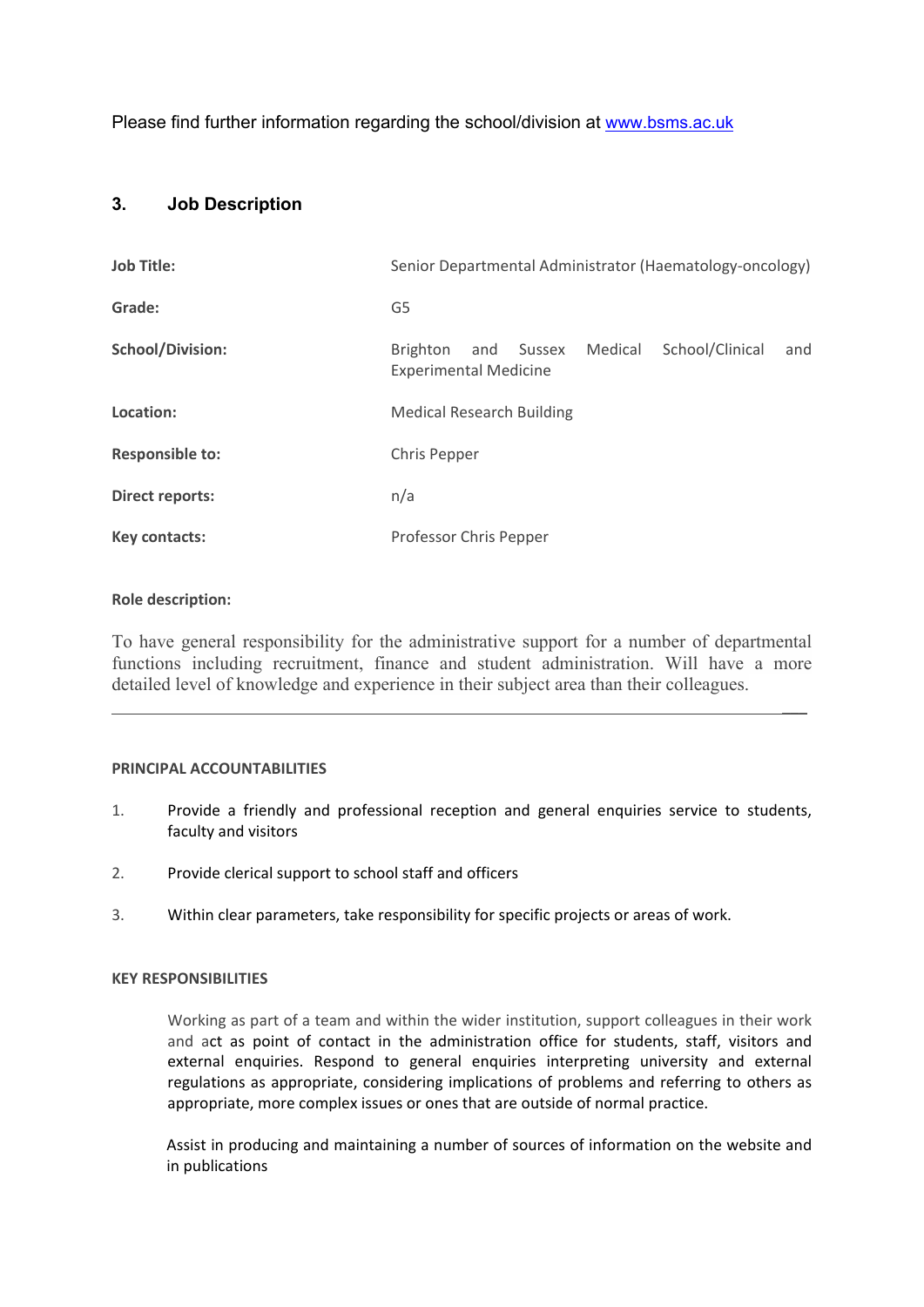Please find further information regarding the school/division at [www.bsms.ac.uk](http://www.bsms.ac.uk)

## 3. Job Description

| | |
|---|---|
| **Job Title:** | Senior Departmental Administrator (Haematology-oncology) |
| **Grade:** | G5 |
| **School/Division:** | Brighton and Sussex Medical School/Clinical and Experimental Medicine |
| **Location:** | Medical Research Building |
| **Responsible to:** | Chris Pepper |
| **Direct reports:** | n/a |
| **Key contacts:** | Professor Chris Pepper |

**Role description:**

To have general responsibility for the administrative support for a number of departmental functions including recruitment, finance and student administration. Will have a more detailed level of knowledge and experience in their subject area than their colleagues.

---

**PRINCIPAL ACCOUNTABILITIES**

1. Provide a friendly and professional reception and general enquiries service to students, faculty and visitors
2. Provide clerical support to school staff and officers
3. Within clear parameters, take responsibility for specific projects or areas of work.

**KEY RESPONSIBILITIES**

Working as part of a team and within the wider institution, support colleagues in their work and act as point of contact in the administration office for students, staff, visitors and external enquiries. Respond to general enquiries interpreting university and external regulations as appropriate, considering implications of problems and referring to others as appropriate, more complex issues or ones that are outside of normal practice.

Assist in producing and maintaining a number of sources of information on the website and in publications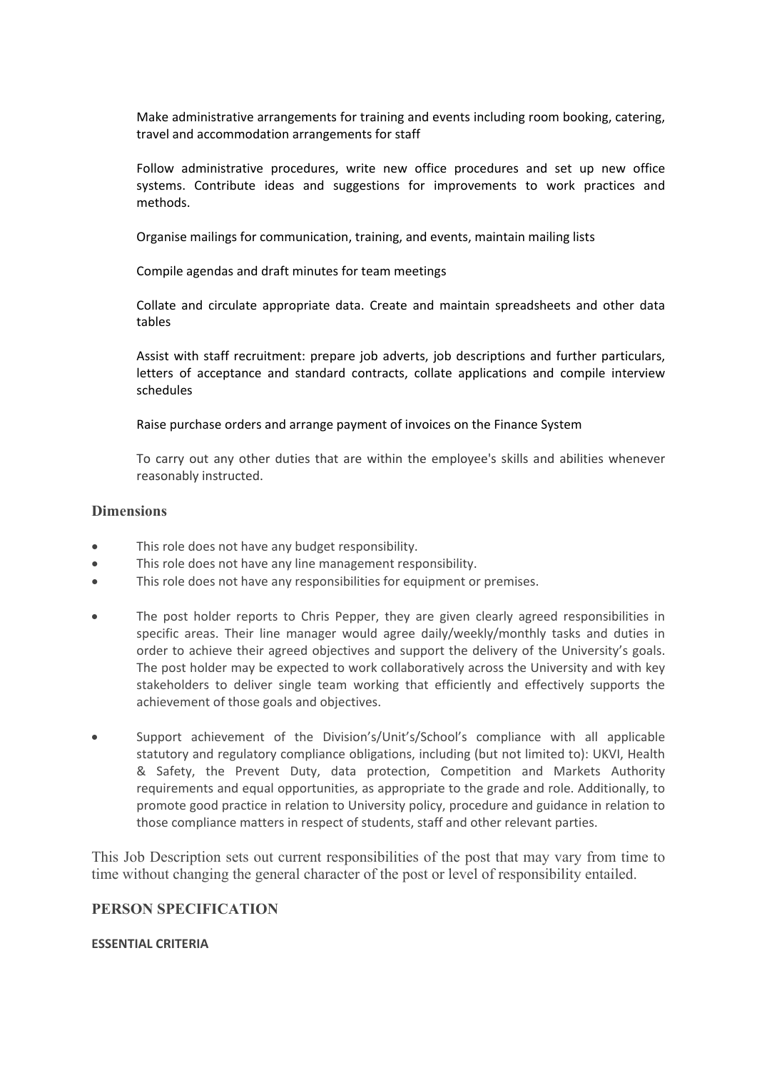Make administrative arrangements for training and events including room booking, catering, travel and accommodation arrangements for staff

Follow administrative procedures, write new office procedures and set up new office systems. Contribute ideas and suggestions for improvements to work practices and methods.

Organise mailings for communication, training, and events, maintain mailing lists

Compile agendas and draft minutes for team meetings

Collate and circulate appropriate data. Create and maintain spreadsheets and other data tables

Assist with staff recruitment: prepare job adverts, job descriptions and further particulars, letters of acceptance and standard contracts, collate applications and compile interview schedules

Raise purchase orders and arrange payment of invoices on the Finance System

To carry out any other duties that are within the employee's skills and abilities whenever reasonably instructed.

## Dimensions

- This role does not have any budget responsibility.
- This role does not have any line management responsibility.
- This role does not have any responsibilities for equipment or premises.
- The post holder reports to Chris Pepper, they are given clearly agreed responsibilities in specific areas. Their line manager would agree daily/weekly/monthly tasks and duties in order to achieve their agreed objectives and support the delivery of the University's goals. The post holder may be expected to work collaboratively across the University and with key stakeholders to deliver single team working that efficiently and effectively supports the achievement of those goals and objectives.
- Support achievement of the Division's/Unit's/School's compliance with all applicable statutory and regulatory compliance obligations, including (but not limited to): UKVI, Health & Safety, the Prevent Duty, data protection, Competition and Markets Authority requirements and equal opportunities, as appropriate to the grade and role. Additionally, to promote good practice in relation to University policy, procedure and guidance in relation to those compliance matters in respect of students, staff and other relevant parties.

This Job Description sets out current responsibilities of the post that may vary from time to time without changing the general character of the post or level of responsibility entailed.

## PERSON SPECIFICATION

**ESSENTIAL CRITERIA**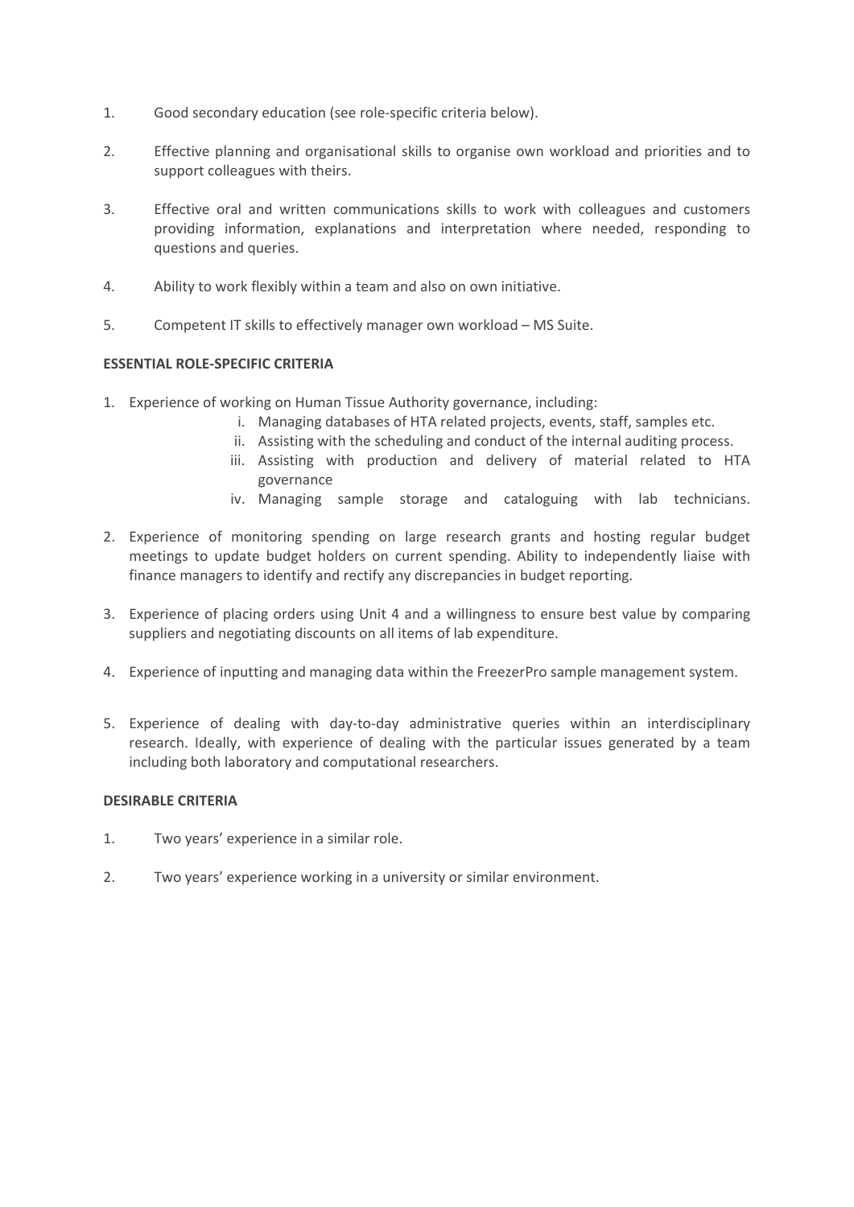1. Good secondary education (see role-specific criteria below).

2. Effective planning and organisational skills to organise own workload and priorities and to support colleagues with theirs.

3. Effective oral and written communications skills to work with colleagues and customers providing information, explanations and interpretation where needed, responding to questions and queries.

4. Ability to work flexibly within a team and also on own initiative.

5. Competent IT skills to effectively manager own workload – MS Suite.

**ESSENTIAL ROLE-SPECIFIC CRITERIA**

1. Experience of working on Human Tissue Authority governance, including:
   i. Managing databases of HTA related projects, events, staff, samples etc.
   ii. Assisting with the scheduling and conduct of the internal auditing process.
   iii. Assisting with production and delivery of material related to HTA governance
   iv. Managing sample storage and cataloguing with lab technicians.

2. Experience of monitoring spending on large research grants and hosting regular budget meetings to update budget holders on current spending. Ability to independently liaise with finance managers to identify and rectify any discrepancies in budget reporting.

3. Experience of placing orders using Unit 4 and a willingness to ensure best value by comparing suppliers and negotiating discounts on all items of lab expenditure.

4. Experience of inputting and managing data within the FreezerPro sample management system.

5. Experience of dealing with day-to-day administrative queries within an interdisciplinary research. Ideally, with experience of dealing with the particular issues generated by a team including both laboratory and computational researchers.

**DESIRABLE CRITERIA**

1. Two years' experience in a similar role.

2. Two years' experience working in a university or similar environment.